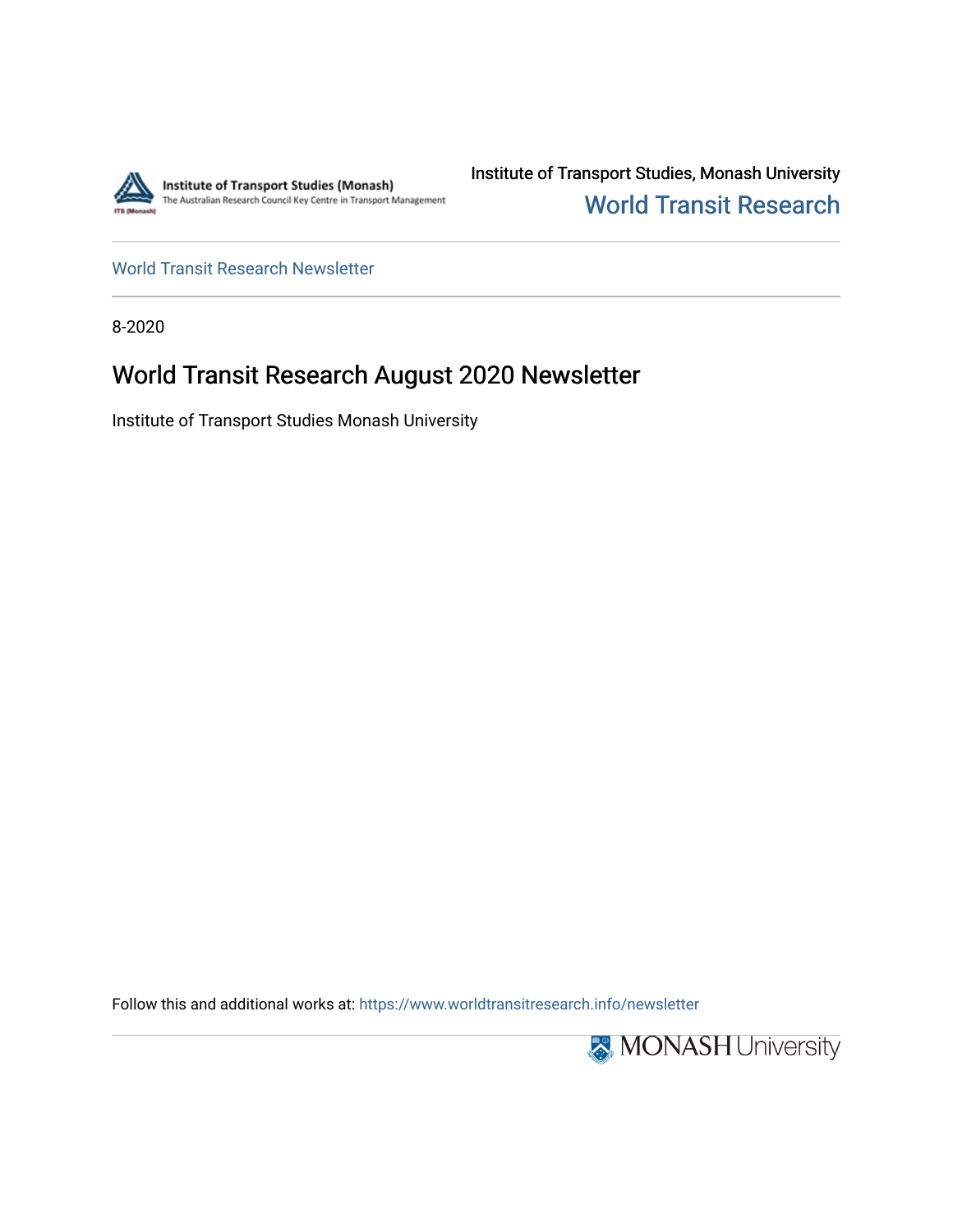Institute of Transport Studies (Monash)
The Australian Research Council Key Centre in Transport Management

Institute of Transport Studies, Monash University

World Transit Research

World Transit Research Newsletter

8-2020

# World Transit Research August 2020 Newsletter

Institute of Transport Studies Monash University

Follow this and additional works at: https://www.worldtransitresearch.info/newsletter

MONASH University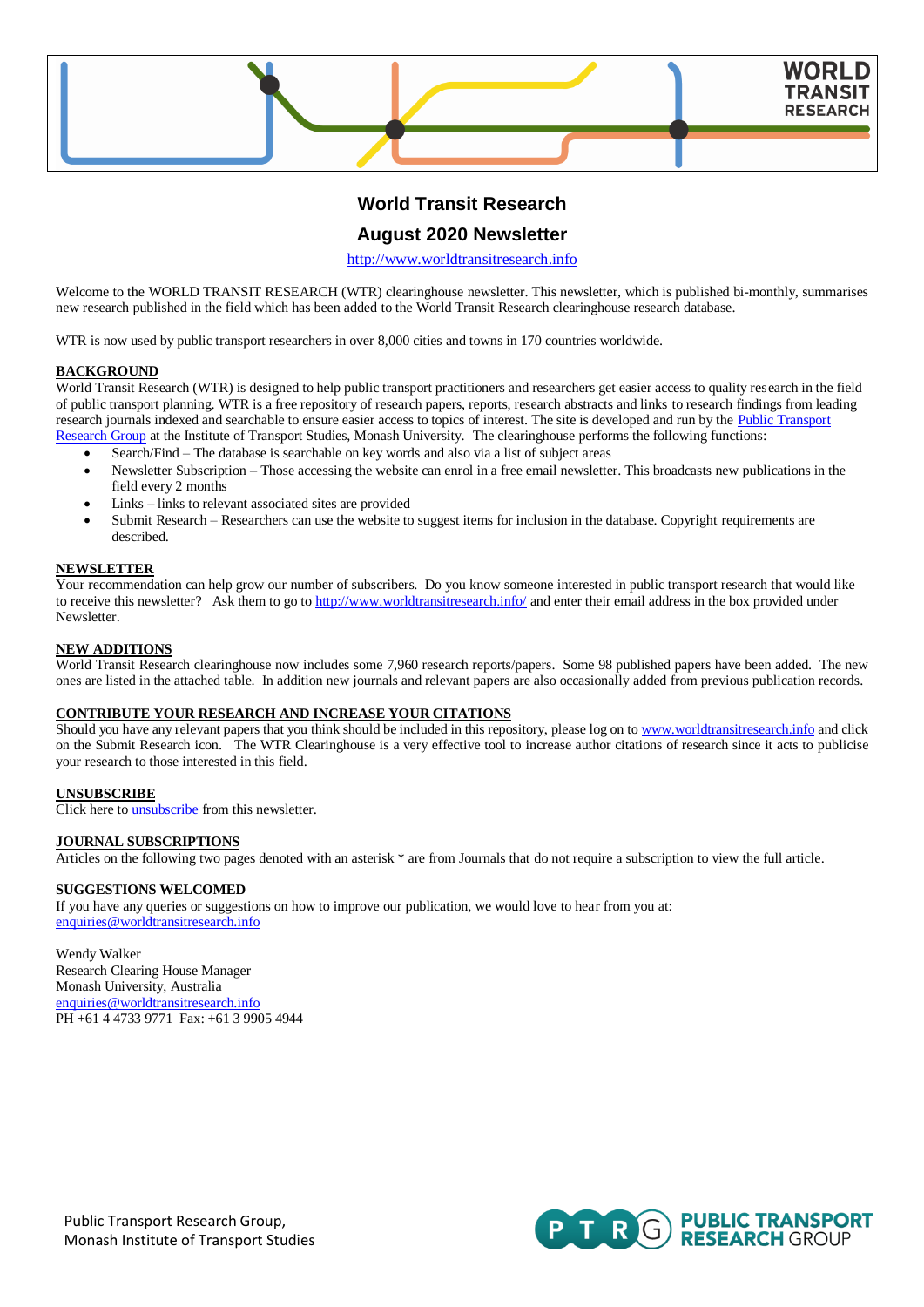# World Transit Research

## August 2020 Newsletter

[http://www.worldtransitresearch.info](http://www.worldtransitresearch.info)

Welcome to the WORLD TRANSIT RESEARCH (WTR) clearinghouse newsletter. This newsletter, which is published bi-monthly, summarises new research published in the field which has been added to the World Transit Research clearinghouse research database.

WTR is now used by public transport researchers in over 8,000 cities and towns in 170 countries worldwide.

### BACKGROUND

World Transit Research (WTR) is designed to help public transport practitioners and researchers get easier access to quality research in the field of public transport planning. WTR is a free repository of research papers, reports, research abstracts and links to research findings from leading research journals indexed and searchable to ensure easier access to topics of interest. The site is developed and run by the Public Transport Research Group at the Institute of Transport Studies, Monash University. The clearinghouse performs the following functions:

- Search/Find – The database is searchable on key words and also via a list of subject areas
- Newsletter Subscription – Those accessing the website can enrol in a free email newsletter. This broadcasts new publications in the field every 2 months
- Links – links to relevant associated sites are provided
- Submit Research – Researchers can use the website to suggest items for inclusion in the database. Copyright requirements are described.

### NEWSLETTER

Your recommendation can help grow our number of subscribers. Do you know someone interested in public transport research that would like to receive this newsletter? Ask them to go to [http://www.worldtransitresearch.info/](http://www.worldtransitresearch.info/) and enter their email address in the box provided under Newsletter.

### NEW ADDITIONS

World Transit Research clearinghouse now includes some 7,960 research reports/papers. Some 98 published papers have been added. The new ones are listed in the attached table. In addition new journals and relevant papers are also occasionally added from previous publication records.

### CONTRIBUTE YOUR RESEARCH AND INCREASE YOUR CITATIONS

Should you have any relevant papers that you think should be included in this repository, please log on to [www.worldtransitresearch.info](http://www.worldtransitresearch.info) and click on the Submit Research icon. The WTR Clearinghouse is a very effective tool to increase author citations of research since it acts to publicise your research to those interested in this field.

### UNSUBSCRIBE

Click here to unsubscribe from this newsletter.

### JOURNAL SUBSCRIPTIONS

Articles on the following two pages denoted with an asterisk * are from Journals that do not require a subscription to view the full article.

### SUGGESTIONS WELCOMED

If you have any queries or suggestions on how to improve our publication, we would love to hear from you at:
enquiries@worldtransitresearch.info

Wendy Walker
Research Clearing House Manager
Monash University, Australia
enquiries@worldtransitresearch.info
PH +61 4 4733 9771 Fax: +61 3 9905 4944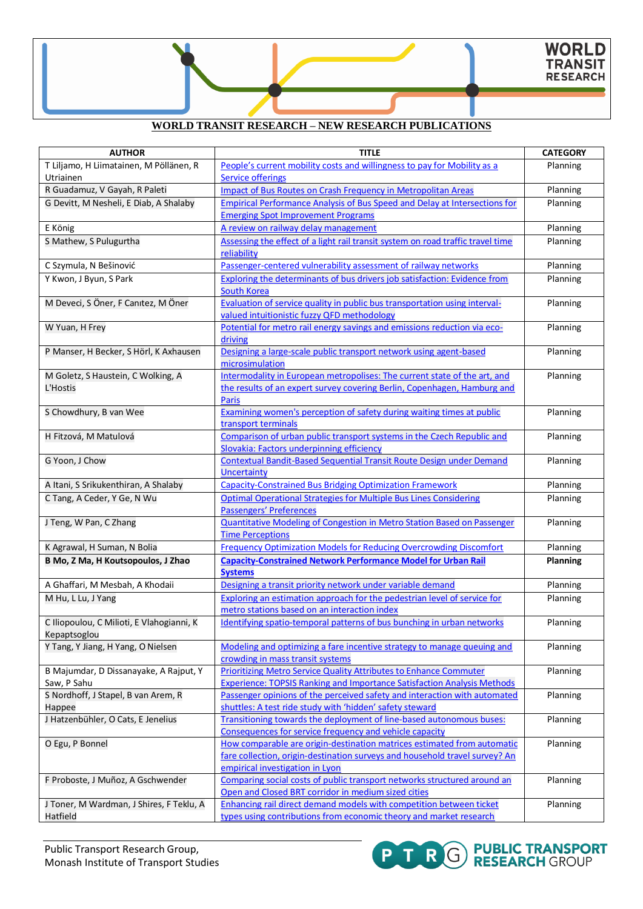**WORLD TRANSIT RESEARCH – NEW RESEARCH PUBLICATIONS**

| AUTHOR | TITLE | CATEGORY |
|---|---|---|
| T Liljamo, H Liimatainen, M Pöllänen, R Utriainen | People's current mobility costs and willingness to pay for Mobility as a Service offerings | Planning |
| R Guadamuz, V Gayah, R Paleti | Impact of Bus Routes on Crash Frequency in Metropolitan Areas | Planning |
| G Devitt, M Nesheli, E Diab, A Shalaby | Empirical Performance Analysis of Bus Speed and Delay at Intersections for Emerging Spot Improvement Programs | Planning |
| E König | A review on railway delay management | Planning |
| S Mathew, S Pulugurtha | Assessing the effect of a light rail transit system on road traffic travel time reliability | Planning |
| C Szymula, N Bešinović | Passenger-centered vulnerability assessment of railway networks | Planning |
| Y Kwon, J Byun, S Park | Exploring the determinants of bus drivers job satisfaction: Evidence from South Korea | Planning |
| M Deveci, S Öner, F Canıtez, M Öner | Evaluation of service quality in public bus transportation using interval-valued intuitionistic fuzzy QFD methodology | Planning |
| W Yuan, H Frey | Potential for metro rail energy savings and emissions reduction via eco-driving | Planning |
| P Manser, H Becker, S Hörl, K Axhausen | Designing a large-scale public transport network using agent-based microsimulation | Planning |
| M Goletz, S Haustein, C Wolking, A L'Hostis | Intermodality in European metropolises: The current state of the art, and the results of an expert survey covering Berlin, Copenhagen, Hamburg and Paris | Planning |
| S Chowdhury, B van Wee | Examining women's perception of safety during waiting times at public transport terminals | Planning |
| H Fitzová, M Matulová | Comparison of urban public transport systems in the Czech Republic and Slovakia: Factors underpinning efficiency | Planning |
| G Yoon, J Chow | Contextual Bandit-Based Sequential Transit Route Design under Demand Uncertainty | Planning |
| A Itani, S Srikukenthiran, A Shalaby | Capacity-Constrained Bus Bridging Optimization Framework | Planning |
| C Tang, A Ceder, Y Ge, N Wu | Optimal Operational Strategies for Multiple Bus Lines Considering Passengers' Preferences | Planning |
| J Teng, W Pan, C Zhang | Quantitative Modeling of Congestion in Metro Station Based on Passenger Time Perceptions | Planning |
| K Agrawal, H Suman, N Bolia | Frequency Optimization Models for Reducing Overcrowding Discomfort | Planning |
| **B Mo, Z Ma, H Koutsopoulos, J Zhao** | **Capacity-Constrained Network Performance Model for Urban Rail Systems** | **Planning** |
| A Ghaffari, M Mesbah, A Khodaii | Designing a transit priority network under variable demand | Planning |
| M Hu, L Lu, J Yang | Exploring an estimation approach for the pedestrian level of service for metro stations based on an interaction index | Planning |
| C Iliopoulou, C Milioti, E Vlahogianni, K Kepaptsoglou | Identifying spatio-temporal patterns of bus bunching in urban networks | Planning |
| Y Tang, Y Jiang, H Yang, O Nielsen | Modeling and optimizing a fare incentive strategy to manage queuing and crowding in mass transit systems | Planning |
| B Majumdar, D Dissanayake, A Rajput, Y Saw, P Sahu | Prioritizing Metro Service Quality Attributes to Enhance Commuter Experience: TOPSIS Ranking and Importance Satisfaction Analysis Methods | Planning |
| S Nordhoff, J Stapel, B van Arem, R Happee | Passenger opinions of the perceived safety and interaction with automated shuttles: A test ride study with 'hidden' safety steward | Planning |
| J Hatzenbühler, O Cats, E Jenelius | Transitioning towards the deployment of line-based autonomous buses: Consequences for service frequency and vehicle capacity | Planning |
| O Egu, P Bonnel | How comparable are origin-destination matrices estimated from automatic fare collection, origin-destination surveys and household travel survey? An empirical investigation in Lyon | Planning |
| F Proboste, J Muñoz, A Gschwender | Comparing social costs of public transport networks structured around an Open and Closed BRT corridor in medium sized cities | Planning |
| J Toner, M Wardman, J Shires, F Teklu, A Hatfield | Enhancing rail direct demand models with competition between ticket types using contributions from economic theory and market research | Planning |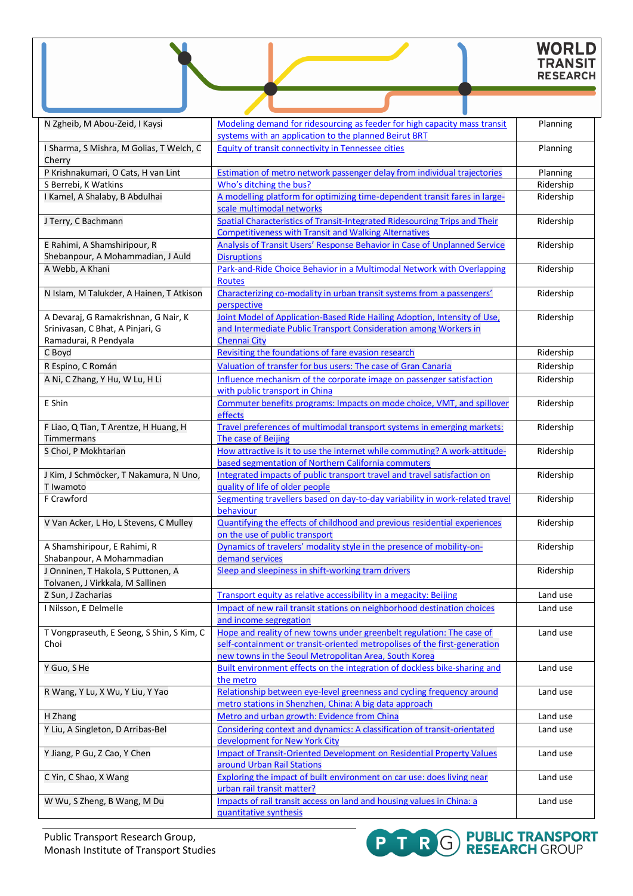| N Zgheib, M Abou-Zeid, I Kaysi | Modeling demand for ridesourcing as feeder for high capacity mass transit systems with an application to the planned Beirut BRT | Planning |
|---|---|---|
| I Sharma, S Mishra, M Golias, T Welch, C Cherry | Equity of transit connectivity in Tennessee cities | Planning |
| P Krishnakumari, O Cats, H van Lint | Estimation of metro network passenger delay from individual trajectories | Planning |
| S Berrebi, K Watkins | Who's ditching the bus? | Ridership |
| I Kamel, A Shalaby, B Abdulhai | A modelling platform for optimizing time-dependent transit fares in large-scale multimodal networks | Ridership |
| J Terry, C Bachmann | Spatial Characteristics of Transit-Integrated Ridesourcing Trips and Their Competitiveness with Transit and Walking Alternatives | Ridership |
| E Rahimi, A Shamshiripour, R Shebanpour, A Mohammadian, J Auld | Analysis of Transit Users' Response Behavior in Case of Unplanned Service Disruptions | Ridership |
| A Webb, A Khani | Park-and-Ride Choice Behavior in a Multimodal Network with Overlapping Routes | Ridership |
| N Islam, M Talukder, A Hainen, T Atkison | Characterizing co-modality in urban transit systems from a passengers' perspective | Ridership |
| A Devaraj, G Ramakrishnan, G Nair, K Srinivasan, C Bhat, A Pinjari, G Ramadurai, R Pendyala | Joint Model of Application-Based Ride Hailing Adoption, Intensity of Use, and Intermediate Public Transport Consideration among Workers in Chennai City | Ridership |
| C Boyd | Revisiting the foundations of fare evasion research | Ridership |
| R Espino, C Román | Valuation of transfer for bus users: The case of Gran Canaria | Ridership |
| A Ni, C Zhang, Y Hu, W Lu, H Li | Influence mechanism of the corporate image on passenger satisfaction with public transport in China | Ridership |
| E Shin | Commuter benefits programs: Impacts on mode choice, VMT, and spillover effects | Ridership |
| F Liao, Q Tian, T Arentze, H Huang, H Timmermans | Travel preferences of multimodal transport systems in emerging markets: The case of Beijing | Ridership |
| S Choi, P Mokhtarian | How attractive is it to use the internet while commuting? A work-attitude-based segmentation of Northern California commuters | Ridership |
| J Kim, J Schmöcker, T Nakamura, N Uno, T Iwamoto | Integrated impacts of public transport travel and travel satisfaction on quality of life of older people | Ridership |
| F Crawford | Segmenting travellers based on day-to-day variability in work-related travel behaviour | Ridership |
| V Van Acker, L Ho, L Stevens, C Mulley | Quantifying the effects of childhood and previous residential experiences on the use of public transport | Ridership |
| A Shamshiripour, E Rahimi, R Shabanpour, A Mohammadian | Dynamics of travelers' modality style in the presence of mobility-on-demand services | Ridership |
| J Onninen, T Hakola, S Puttonen, A Tolvanen, J Virkkala, M Sallinen | Sleep and sleepiness in shift-working tram drivers | Ridership |
| Z Sun, J Zacharias | Transport equity as relative accessibility in a megacity: Beijing | Land use |
| I Nilsson, E Delmelle | Impact of new rail transit stations on neighborhood destination choices and income segregation | Land use |
| T Vongpraseuth, E Seong, S Shin, S Kim, C Choi | Hope and reality of new towns under greenbelt regulation: The case of self-containment or transit-oriented metropolises of the first-generation new towns in the Seoul Metropolitan Area, South Korea | Land use |
| Y Guo, S He | Built environment effects on the integration of dockless bike-sharing and the metro | Land use |
| R Wang, Y Lu, X Wu, Y Liu, Y Yao | Relationship between eye-level greenness and cycling frequency around metro stations in Shenzhen, China: A big data approach | Land use |
| H Zhang | Metro and urban growth: Evidence from China | Land use |
| Y Liu, A Singleton, D Arribas-Bel | Considering context and dynamics: A classification of transit-orientated development for New York City | Land use |
| Y Jiang, P Gu, Z Cao, Y Chen | Impact of Transit-Oriented Development on Residential Property Values around Urban Rail Stations | Land use |
| C Yin, C Shao, X Wang | Exploring the impact of built environment on car use: does living near urban rail transit matter? | Land use |
| W Wu, S Zheng, B Wang, M Du | Impacts of rail transit access on land and housing values in China: a quantitative synthesis | Land use |

Public Transport Research Group,
Monash Institute of Transport Studies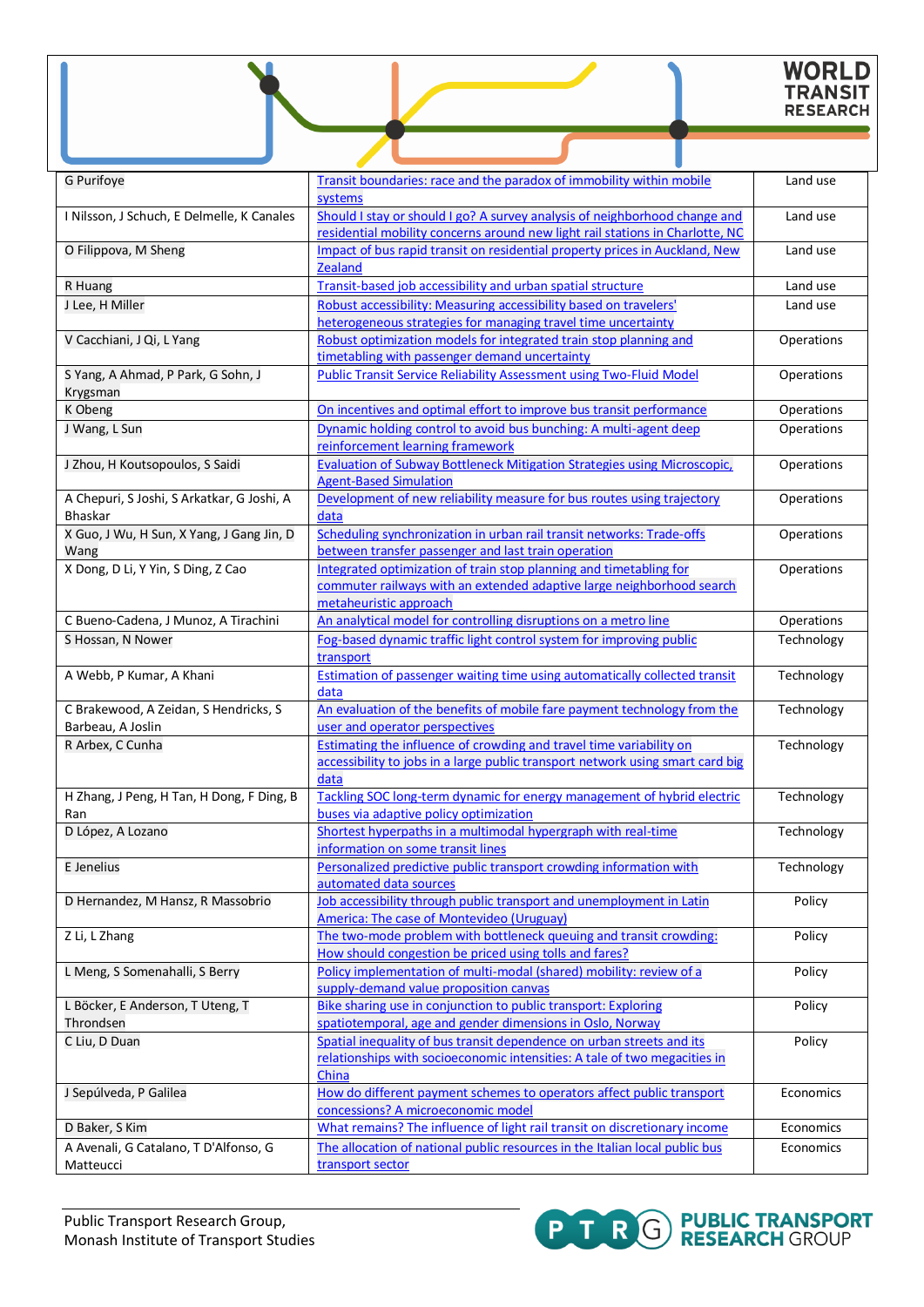| | | |
|---|---|---|
| G Purifoye | Transit boundaries: race and the paradox of immobility within mobile systems | Land use |
| I Nilsson, J Schuch, E Delmelle, K Canales | Should I stay or should I go? A survey analysis of neighborhood change and residential mobility concerns around new light rail stations in Charlotte, NC | Land use |
| O Filippova, M Sheng | Impact of bus rapid transit on residential property prices in Auckland, New Zealand | Land use |
| R Huang | Transit-based job accessibility and urban spatial structure | Land use |
| J Lee, H Miller | Robust accessibility: Measuring accessibility based on travelers' heterogeneous strategies for managing travel time uncertainty | Land use |
| V Cacchiani, J Qi, L Yang | Robust optimization models for integrated train stop planning and timetabling with passenger demand uncertainty | Operations |
| S Yang, A Ahmad, P Park, G Sohn, J Krygsman | Public Transit Service Reliability Assessment using Two-Fluid Model | Operations |
| K Obeng | On incentives and optimal effort to improve bus transit performance | Operations |
| J Wang, L Sun | Dynamic holding control to avoid bus bunching: A multi-agent deep reinforcement learning framework | Operations |
| J Zhou, H Koutsopoulos, S Saidi | Evaluation of Subway Bottleneck Mitigation Strategies using Microscopic, Agent-Based Simulation | Operations |
| A Chepuri, S Joshi, S Arkatkar, G Joshi, A Bhaskar | Development of new reliability measure for bus routes using trajectory data | Operations |
| X Guo, J Wu, H Sun, X Yang, J Gang Jin, D Wang | Scheduling synchronization in urban rail transit networks: Trade-offs between transfer passenger and last train operation | Operations |
| X Dong, D Li, Y Yin, S Ding, Z Cao | Integrated optimization of train stop planning and timetabling for commuter railways with an extended adaptive large neighborhood search metaheuristic approach | Operations |
| C Bueno-Cadena, J Munoz, A Tirachini | An analytical model for controlling disruptions on a metro line | Operations |
| S Hossan, N Nower | Fog-based dynamic traffic light control system for improving public transport | Technology |
| A Webb, P Kumar, A Khani | Estimation of passenger waiting time using automatically collected transit data | Technology |
| C Brakewood, A Zeidan, S Hendricks, S Barbeau, A Joslin | An evaluation of the benefits of mobile fare payment technology from the user and operator perspectives | Technology |
| R Arbex, C Cunha | Estimating the influence of crowding and travel time variability on accessibility to jobs in a large public transport network using smart card big data | Technology |
| H Zhang, J Peng, H Tan, H Dong, F Ding, B Ran | Tackling SOC long-term dynamic for energy management of hybrid electric buses via adaptive policy optimization | Technology |
| D López, A Lozano | Shortest hyperpaths in a multimodal hypergraph with real-time information on some transit lines | Technology |
| E Jenelius | Personalized predictive public transport crowding information with automated data sources | Technology |
| D Hernandez, M Hansz, R Massobrio | Job accessibility through public transport and unemployment in Latin America: The case of Montevideo (Uruguay) | Policy |
| Z Li, L Zhang | The two-mode problem with bottleneck queuing and transit crowding: How should congestion be priced using tolls and fares? | Policy |
| L Meng, S Somenahalli, S Berry | Policy implementation of multi-modal (shared) mobility: review of a supply-demand value proposition canvas | Policy |
| L Böcker, E Anderson, T Uteng, T Throndsen | Bike sharing use in conjunction to public transport: Exploring spatiotemporal, age and gender dimensions in Oslo, Norway | Policy |
| C Liu, D Duan | Spatial inequality of bus transit dependence on urban streets and its relationships with socioeconomic intensities: A tale of two megacities in China | Policy |
| J Sepúlveda, P Galilea | How do different payment schemes to operators affect public transport concessions? A microeconomic model | Economics |
| D Baker, S Kim | What remains? The influence of light rail transit on discretionary income | Economics |
| A Avenali, G Catalano, T D'Alfonso, G Matteucci | The allocation of national public resources in the Italian local public bus transport sector | Economics |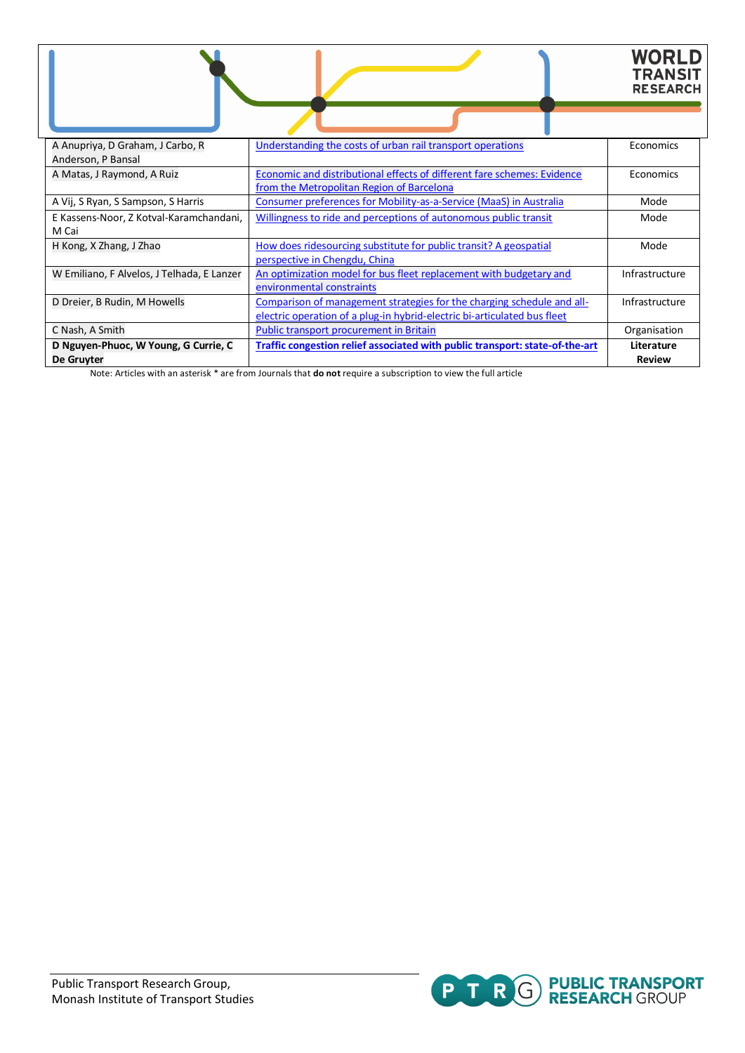| | | |
|---|---|---|
| A Anupriya, D Graham, J Carbo, R Anderson, P Bansal | Understanding the costs of urban rail transport operations | Economics |
| A Matas, J Raymond, A Ruiz | Economic and distributional effects of different fare schemes: Evidence from the Metropolitan Region of Barcelona | Economics |
| A Vij, S Ryan, S Sampson, S Harris | Consumer preferences for Mobility-as-a-Service (MaaS) in Australia | Mode |
| E Kassens-Noor, Z Kotval-Karamchandani, M Cai | Willingness to ride and perceptions of autonomous public transit | Mode |
| H Kong, X Zhang, J Zhao | How does ridesourcing substitute for public transit? A geospatial perspective in Chengdu, China | Mode |
| W Emiliano, F Alvelos, J Telhada, E Lanzer | An optimization model for bus fleet replacement with budgetary and environmental constraints | Infrastructure |
| D Dreier, B Rudin, M Howells | Comparison of management strategies for the charging schedule and all-electric operation of a plug-in hybrid-electric bi-articulated bus fleet | Infrastructure |
| C Nash, A Smith | Public transport procurement in Britain | Organisation |
| **D Nguyen-Phuoc, W Young, G Currie, C De Gruyter** | **Traffic congestion relief associated with public transport: state-of-the-art** | **Literature Review** |

Note: Articles with an asterisk * are from Journals that **do not** require a subscription to view the full article